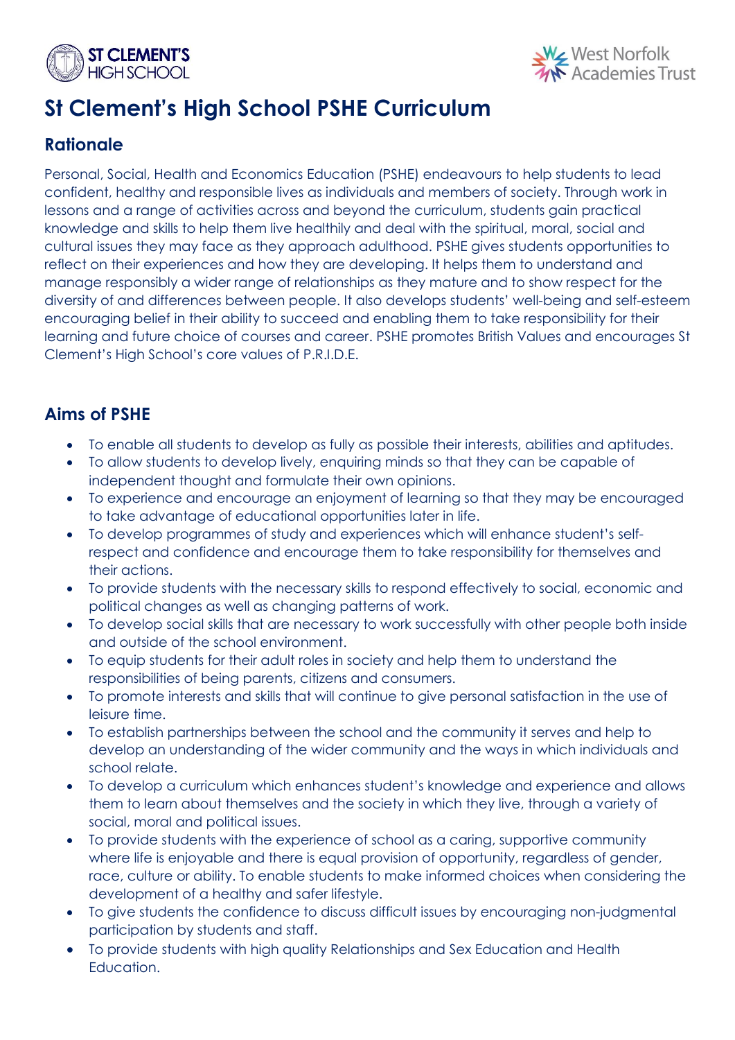# St Clement's High School PSHE Curriculum

## Rationale

Personal, Social, Health and Economics Education (PSHE) endeavours to help students to lead confident, healthy and responsible lives as individuals and members of society. Through work in lessons and a range of activities across and beyond the curriculum, students gain practical knowledge and skills to help them live healthily and deal with the spiritual, moral, social and cultural issues they may face as they approach adulthood. PSHE gives students opportunities to reflect on their experiences and how they are developing. It helps them to understand and manage responsibly a wider range of relationships as they mature and to show respect for the diversity of and differences between people. It also develops students' well-being and self-esteem encouraging belief in their ability to succeed and enabling them to take responsibility for their learning and future choice of courses and career. PSHE promotes British Values and encourages St Clement's High School's core values of P.R.I.D.E.

## Aims of PSHE

- To enable all students to develop as fully as possible their interests, abilities and aptitudes.
- To allow students to develop lively, enquiring minds so that they can be capable of independent thought and formulate their own opinions.
- To experience and encourage an enjoyment of learning so that they may be encouraged to take advantage of educational opportunities later in life.
- To develop programmes of study and experiences which will enhance student's self-respect and confidence and encourage them to take responsibility for themselves and their actions.
- To provide students with the necessary skills to respond effectively to social, economic and political changes as well as changing patterns of work.
- To develop social skills that are necessary to work successfully with other people both inside and outside of the school environment.
- To equip students for their adult roles in society and help them to understand the responsibilities of being parents, citizens and consumers.
- To promote interests and skills that will continue to give personal satisfaction in the use of leisure time.
- To establish partnerships between the school and the community it serves and help to develop an understanding of the wider community and the ways in which individuals and school relate.
- To develop a curriculum which enhances student's knowledge and experience and allows them to learn about themselves and the society in which they live, through a variety of social, moral and political issues.
- To provide students with the experience of school as a caring, supportive community where life is enjoyable and there is equal provision of opportunity, regardless of gender, race, culture or ability. To enable students to make informed choices when considering the development of a healthy and safer lifestyle.
- To give students the confidence to discuss difficult issues by encouraging non-judgmental participation by students and staff.
- To provide students with high quality Relationships and Sex Education and Health Education.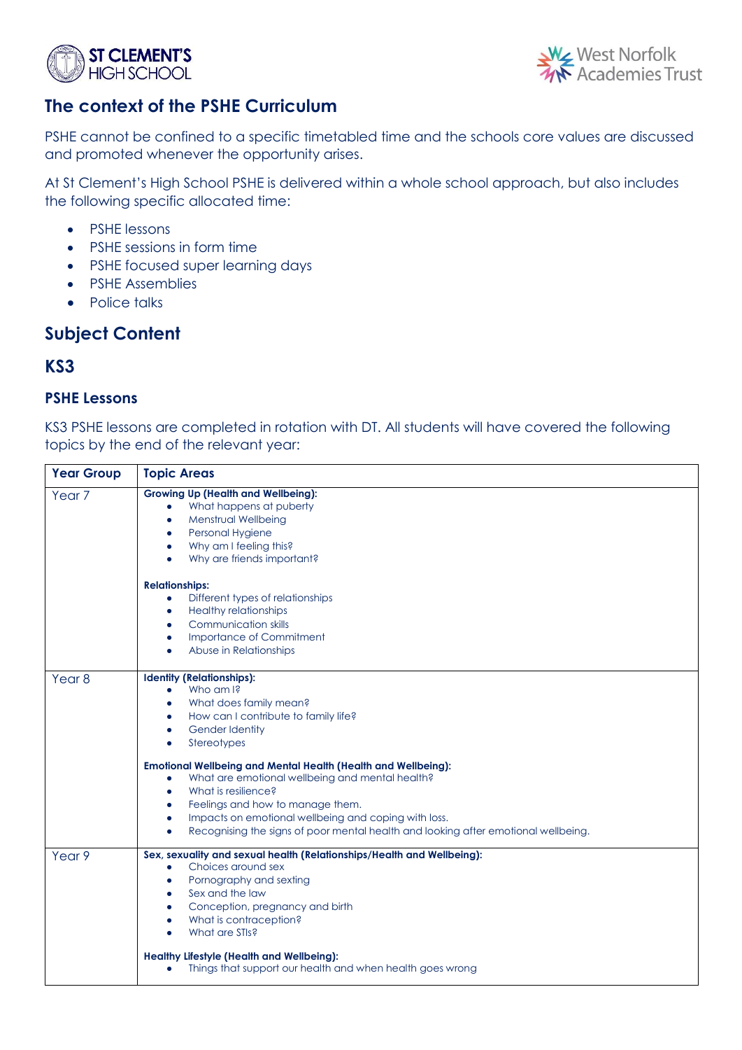## The context of the PSHE Curriculum

PSHE cannot be confined to a specific timetabled time and the schools core values are discussed and promoted whenever the opportunity arises.

At St Clement's High School PSHE is delivered within a whole school approach, but also includes the following specific allocated time:

- PSHE lessons
- PSHE sessions in form time
- PSHE focused super learning days
- PSHE Assemblies
- Police talks

## Subject Content

## KS3

### PSHE Lessons

KS3 PSHE lessons are completed in rotation with DT. All students will have covered the following topics by the end of the relevant year:

| Year Group | Topic Areas |
|---|---|
| Year 7 | **Growing Up (Health and Wellbeing):**<br>• What happens at puberty<br>• Menstrual Wellbeing<br>• Personal Hygiene<br>• Why am I feeling this?<br>• Why are friends important?<br><br>**Relationships:**<br>• Different types of relationships<br>• Healthy relationships<br>• Communication skills<br>• Importance of Commitment<br>• Abuse in Relationships |
| Year 8 | **Identity (Relationships):**<br>• Who am I?<br>• What does family mean?<br>• How can I contribute to family life?<br>• Gender Identity<br>• Stereotypes<br><br>**Emotional Wellbeing and Mental Health (Health and Wellbeing):**<br>• What are emotional wellbeing and mental health?<br>• What is resilience?<br>• Feelings and how to manage them.<br>• Impacts on emotional wellbeing and coping with loss.<br>• Recognising the signs of poor mental health and looking after emotional wellbeing. |
| Year 9 | **Sex, sexuality and sexual health (Relationships/Health and Wellbeing):**<br>• Choices around sex<br>• Pornography and sexting<br>• Sex and the law<br>• Conception, pregnancy and birth<br>• What is contraception?<br>• What are STIs?<br><br>**Healthy Lifestyle (Health and Wellbeing):**<br>• Things that support our health and when health goes wrong |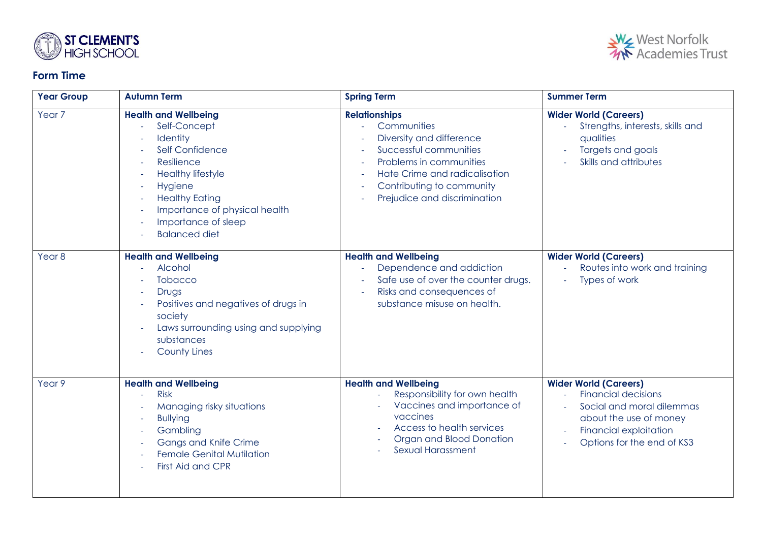## Form Time

| Year Group | Autumn Term | Spring Term | Summer Term |
|---|---|---|---|
| Year 7 | **Health and Wellbeing**<br>- Self-Concept<br>- Identity<br>- Self Confidence<br>- Resilience<br>- Healthy lifestyle<br>- Hygiene<br>- Healthy Eating<br>- Importance of physical health<br>- Importance of sleep<br>- Balanced diet | **Relationships**<br>- Communities<br>- Diversity and difference<br>- Successful communities<br>- Problems in communities<br>- Hate Crime and radicalisation<br>- Contributing to community<br>- Prejudice and discrimination | **Wider World (Careers)**<br>- Strengths, interests, skills and qualities<br>- Targets and goals<br>- Skills and attributes |
| Year 8 | **Health and Wellbeing**<br>- Alcohol<br>- Tobacco<br>- Drugs<br>- Positives and negatives of drugs in society<br>- Laws surrounding using and supplying substances<br>- County Lines | **Health and Wellbeing**<br>- Dependence and addiction<br>- Safe use of over the counter drugs.<br>- Risks and consequences of substance misuse on health. | **Wider World (Careers)**<br>- Routes into work and training<br>- Types of work |
| Year 9 | **Health and Wellbeing**<br>- Risk<br>- Managing risky situations<br>- Bullying<br>- Gambling<br>- Gangs and Knife Crime<br>- Female Genital Mutilation<br>- First Aid and CPR | **Health and Wellbeing**<br>- Responsibility for own health<br>- Vaccines and importance of vaccines<br>- Access to health services<br>- Organ and Blood Donation<br>- Sexual Harassment | **Wider World (Careers)**<br>- Financial decisions<br>- Social and moral dilemmas about the use of money<br>- Financial exploitation<br>- Options for the end of KS3 |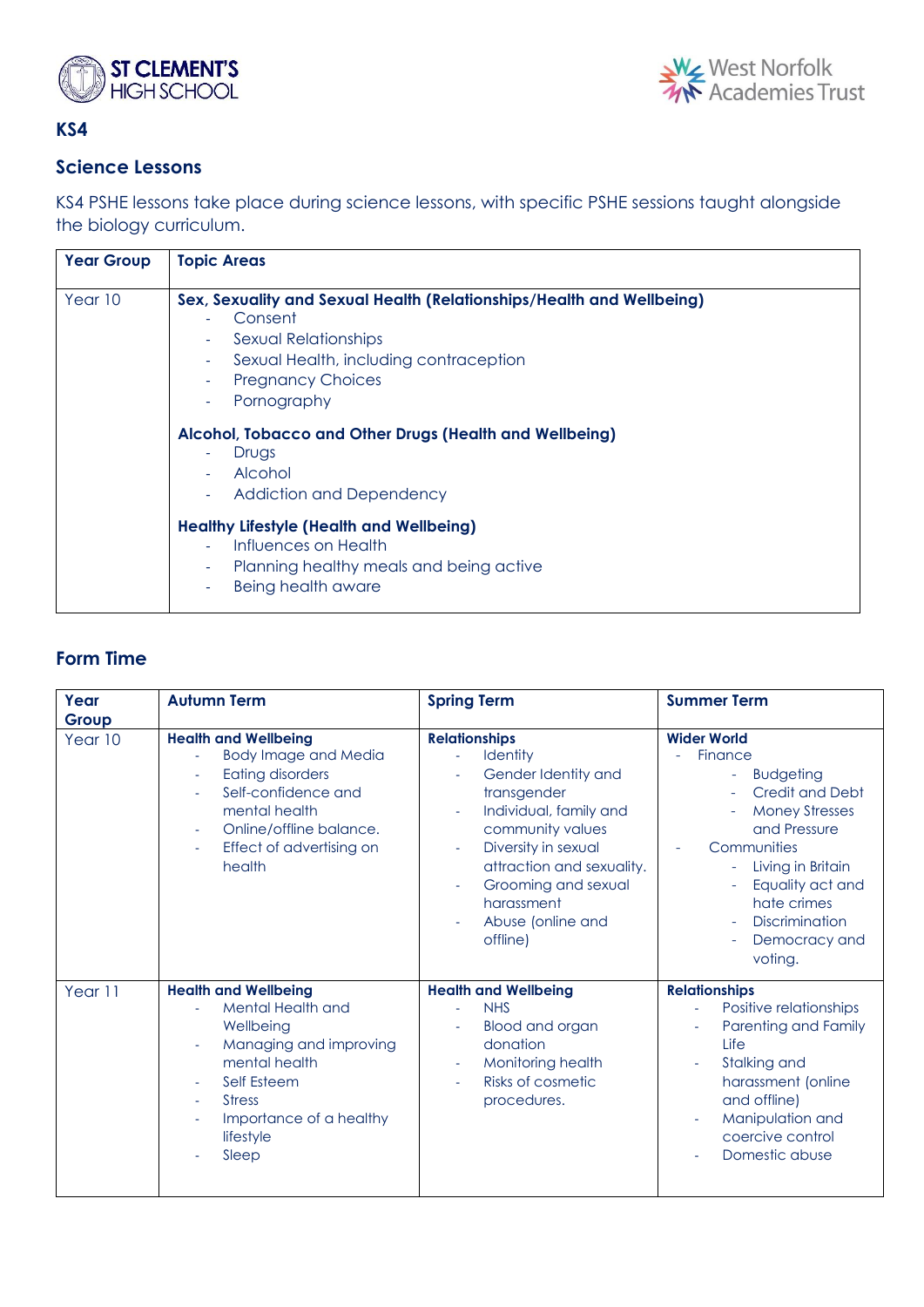ST CLEMENT'S HIGH SCHOOL

West Norfolk Academies Trust

## KS4

### Science Lessons

KS4 PSHE lessons take place during science lessons, with specific PSHE sessions taught alongside the biology curriculum.

| Year Group | Topic Areas |
|---|---|
| Year 10 | **Sex, Sexuality and Sexual Health (Relationships/Health and Wellbeing)**<br>- Consent<br>- Sexual Relationships<br>- Sexual Health, including contraception<br>- Pregnancy Choices<br>- Pornography<br><br>**Alcohol, Tobacco and Other Drugs (Health and Wellbeing)**<br>- Drugs<br>- Alcohol<br>- Addiction and Dependency<br><br>**Healthy Lifestyle (Health and Wellbeing)**<br>- Influences on Health<br>- Planning healthy meals and being active<br>- Being health aware |

### Form Time

| Year Group | Autumn Term | Spring Term | Summer Term |
|---|---|---|---|
| Year 10 | **Health and Wellbeing**<br>- Body Image and Media<br>- Eating disorders<br>- Self-confidence and mental health<br>- Online/offline balance.<br>- Effect of advertising on health | **Relationships**<br>- Identity<br>- Gender Identity and transgender<br>- Individual, family and community values<br>- Diversity in sexual attraction and sexuality.<br>- Grooming and sexual harassment<br>- Abuse (online and offline) | **Wider World**<br>- Finance<br>&nbsp;&nbsp;- Budgeting<br>&nbsp;&nbsp;- Credit and Debt<br>&nbsp;&nbsp;- Money Stresses and Pressure<br>- Communities<br>&nbsp;&nbsp;- Living in Britain<br>&nbsp;&nbsp;- Equality act and hate crimes<br>&nbsp;&nbsp;- Discrimination<br>&nbsp;&nbsp;- Democracy and voting. |
| Year 11 | **Health and Wellbeing**<br>- Mental Health and Wellbeing<br>- Managing and improving mental health<br>- Self Esteem<br>- Stress<br>- Importance of a healthy lifestyle<br>- Sleep | **Health and Wellbeing**<br>- NHS<br>- Blood and organ donation<br>- Monitoring health<br>- Risks of cosmetic procedures. | **Relationships**<br>- Positive relationships<br>- Parenting and Family Life<br>- Stalking and harassment (online and offline)<br>- Manipulation and coercive control<br>- Domestic abuse |